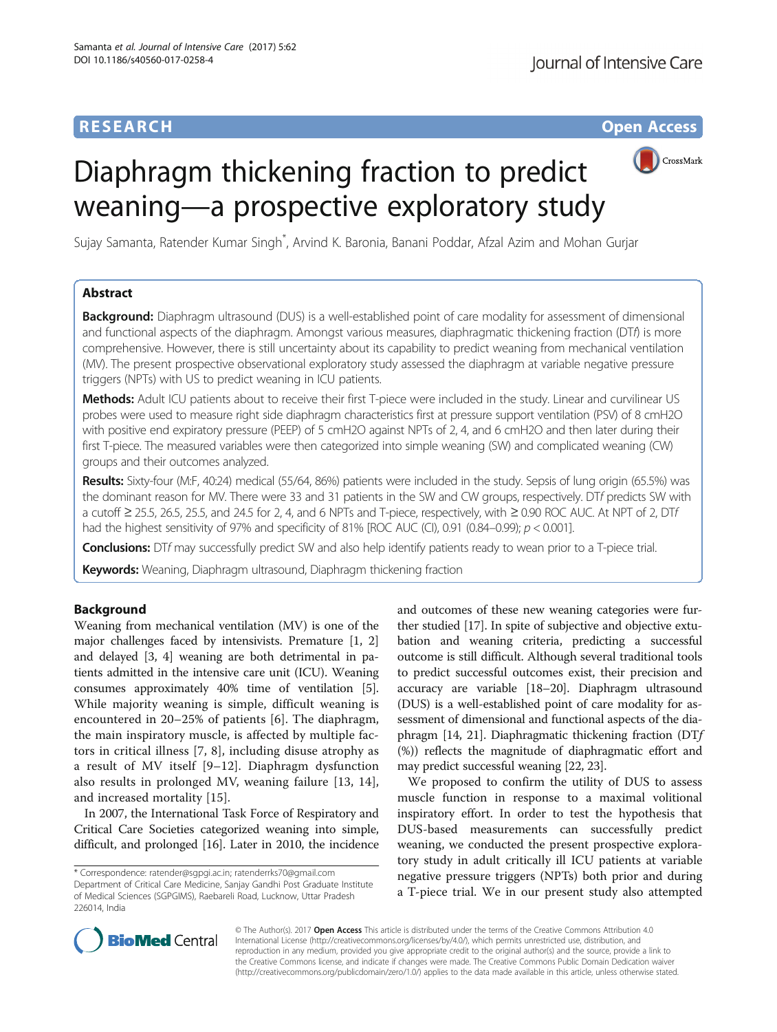RESEARCH

Open Access

# Diaphragm thickening fraction to predict weaning—a prospective exploratory study

Sujay Samanta, Ratender Kumar Singh*, Arvind K. Baronia, Banani Poddar, Afzal Azim and Mohan Gurjar

## Abstract

**Background:** Diaphragm ultrasound (DUS) is a well-established point of care modality for assessment of dimensional and functional aspects of the diaphragm. Amongst various measures, diaphragmatic thickening fraction (DT*f*) is more comprehensive. However, there is still uncertainty about its capability to predict weaning from mechanical ventilation (MV). The present prospective observational exploratory study assessed the diaphragm at variable negative pressure triggers (NPTs) with US to predict weaning in ICU patients.

**Methods:** Adult ICU patients about to receive their first T-piece were included in the study. Linear and curvilinear US probes were used to measure right side diaphragm characteristics first at pressure support ventilation (PSV) of 8 cmH2O with positive end expiratory pressure (PEEP) of 5 cmH2O against NPTs of 2, 4, and 6 cmH2O and then later during their first T-piece. The measured variables were then categorized into simple weaning (SW) and complicated weaning (CW) groups and their outcomes analyzed.

**Results:** Sixty-four (M:F, 40:24) medical (55/64, 86%) patients were included in the study. Sepsis of lung origin (65.5%) was the dominant reason for MV. There were 33 and 31 patients in the SW and CW groups, respectively. DT*f* predicts SW with a cutoff ≥ 25.5, 26.5, 25.5, and 24.5 for 2, 4, and 6 NPTs and T-piece, respectively, with ≥ 0.90 ROC AUC. At NPT of 2, DT*f* had the highest sensitivity of 97% and specificity of 81% [ROC AUC (CI), 0.91 (0.84–0.99); $p < 0.001$].

**Conclusions:** DT*f* may successfully predict SW and also help identify patients ready to wean prior to a T-piece trial.

**Keywords:** Weaning, Diaphragm ultrasound, Diaphragm thickening fraction

## Background

Weaning from mechanical ventilation (MV) is one of the major challenges faced by intensivists. Premature [1, 2] and delayed [3, 4] weaning are both detrimental in patients admitted in the intensive care unit (ICU). Weaning consumes approximately 40% time of ventilation [5]. While majority weaning is simple, difficult weaning is encountered in 20–25% of patients [6]. The diaphragm, the main inspiratory muscle, is affected by multiple factors in critical illness [7, 8], including disuse atrophy as a result of MV itself [9–12]. Diaphragm dysfunction also results in prolonged MV, weaning failure [13, 14], and increased mortality [15].

In 2007, the International Task Force of Respiratory and Critical Care Societies categorized weaning into simple, difficult, and prolonged [16]. Later in 2010, the incidence and outcomes of these new weaning categories were further studied [17]. In spite of subjective and objective extubation and weaning criteria, predicting a successful outcome is still difficult. Although several traditional tools to predict successful outcomes exist, their precision and accuracy are variable [18–20]. Diaphragm ultrasound (DUS) is a well-established point of care modality for assessment of dimensional and functional aspects of the diaphragm [14, 21]. Diaphragmatic thickening fraction (DT*f* (%)) reflects the magnitude of diaphragmatic effort and may predict successful weaning [22, 23].

We proposed to confirm the utility of DUS to assess muscle function in response to a maximal volitional inspiratory effort. In order to test the hypothesis that DUS-based measurements can successfully predict weaning, we conducted the present prospective exploratory study in adult critically ill ICU patients at variable negative pressure triggers (NPTs) both prior and during a T-piece trial. We in our present study also attempted

* Correspondence: ratender@sgpgi.ac.in; ratenderrks70@gmail.com
Department of Critical Care Medicine, Sanjay Gandhi Post Graduate Institute of Medical Sciences (SGPGIMS), Raebareli Road, Lucknow, Uttar Pradesh 226014, India

© The Author(s). 2017 **Open Access** This article is distributed under the terms of the Creative Commons Attribution 4.0 International License (http://creativecommons.org/licenses/by/4.0/), which permits unrestricted use, distribution, and reproduction in any medium, provided you give appropriate credit to the original author(s) and the source, provide a link to the Creative Commons license, and indicate if changes were made. The Creative Commons Public Domain Dedication waiver (http://creativecommons.org/publicdomain/zero/1.0/) applies to the data made available in this article, unless otherwise stated.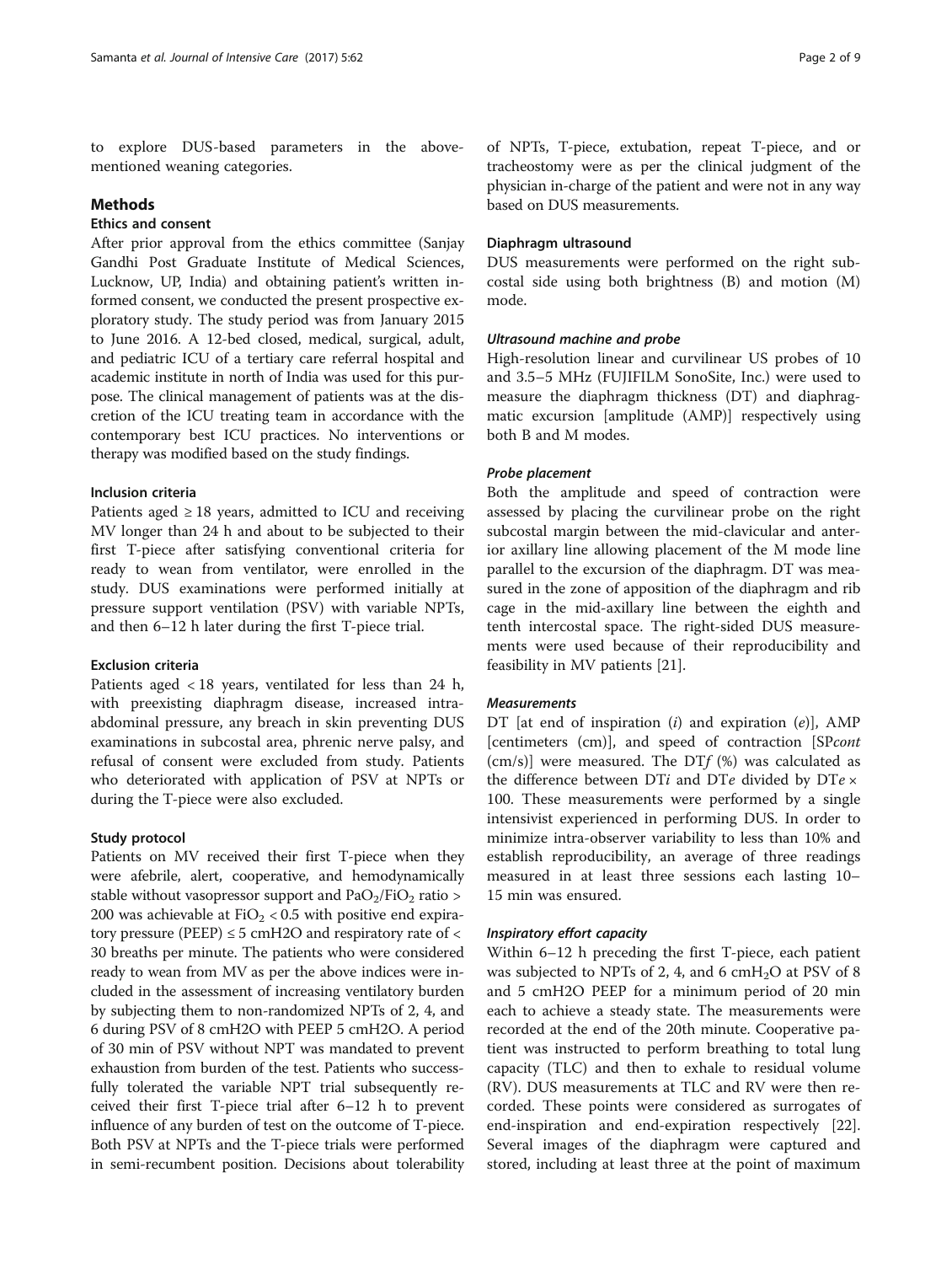to explore DUS-based parameters in the abovementioned weaning categories.

## Methods

### Ethics and consent

After prior approval from the ethics committee (Sanjay Gandhi Post Graduate Institute of Medical Sciences, Lucknow, UP, India) and obtaining patient's written informed consent, we conducted the present prospective exploratory study. The study period was from January 2015 to June 2016. A 12-bed closed, medical, surgical, adult, and pediatric ICU of a tertiary care referral hospital and academic institute in north of India was used for this purpose. The clinical management of patients was at the discretion of the ICU treating team in accordance with the contemporary best ICU practices. No interventions or therapy was modified based on the study findings.

### Inclusion criteria

Patients aged ≥ 18 years, admitted to ICU and receiving MV longer than 24 h and about to be subjected to their first T-piece after satisfying conventional criteria for ready to wean from ventilator, were enrolled in the study. DUS examinations were performed initially at pressure support ventilation (PSV) with variable NPTs, and then 6–12 h later during the first T-piece trial.

### Exclusion criteria

Patients aged < 18 years, ventilated for less than 24 h, with preexisting diaphragm disease, increased intra-abdominal pressure, any breach in skin preventing DUS examinations in subcostal area, phrenic nerve palsy, and refusal of consent were excluded from study. Patients who deteriorated with application of PSV at NPTs or during the T-piece were also excluded.

### Study protocol

Patients on MV received their first T-piece when they were afebrile, alert, cooperative, and hemodynamically stable without vasopressor support and $PaO_2/FiO_2$ ratio > 200 was achievable at $FiO_2 < 0.5$ with positive end expiratory pressure (PEEP) ≤ 5 cmH2O and respiratory rate of < 30 breaths per minute. The patients who were considered ready to wean from MV as per the above indices were included in the assessment of increasing ventilatory burden by subjecting them to non-randomized NPTs of 2, 4, and 6 during PSV of 8 cmH2O with PEEP 5 cmH2O. A period of 30 min of PSV without NPT was mandated to prevent exhaustion from burden of the test. Patients who successfully tolerated the variable NPT trial subsequently received their first T-piece trial after 6–12 h to prevent influence of any burden of test on the outcome of T-piece. Both PSV at NPTs and the T-piece trials were performed in semi-recumbent position. Decisions about tolerability of NPTs, T-piece, extubation, repeat T-piece, and or tracheostomy were as per the clinical judgment of the physician in-charge of the patient and were not in any way based on DUS measurements.

### Diaphragm ultrasound

DUS measurements were performed on the right subcostal side using both brightness (B) and motion (M) mode.

#### *Ultrasound machine and probe*

High-resolution linear and curvilinear US probes of 10 and 3.5–5 MHz (FUJIFILM SonoSite, Inc.) were used to measure the diaphragm thickness (DT) and diaphragmatic excursion [amplitude (AMP)] respectively using both B and M modes.

#### *Probe placement*

Both the amplitude and speed of contraction were assessed by placing the curvilinear probe on the right subcostal margin between the mid-clavicular and anterior axillary line allowing placement of the M mode line parallel to the excursion of the diaphragm. DT was measured in the zone of apposition of the diaphragm and rib cage in the mid-axillary line between the eighth and tenth intercostal space. The right-sided DUS measurements were used because of their reproducibility and feasibility in MV patients [21].

#### *Measurements*

DT [at end of inspiration (*i*) and expiration (*e*)], AMP [centimeters (cm)], and speed of contraction [SP*cont* (cm/s)] were measured. The DT*f* (%) was calculated as the difference between DT*i* and DT*e* divided by DT*e* × 100. These measurements were performed by a single intensivist experienced in performing DUS. In order to minimize intra-observer variability to less than 10% and establish reproducibility, an average of three readings measured in at least three sessions each lasting 10–15 min was ensured.

#### *Inspiratory effort capacity*

Within 6–12 h preceding the first T-piece, each patient was subjected to NPTs of 2, 4, and 6 $cmH_2O$ at PSV of 8 and 5 cmH2O PEEP for a minimum period of 20 min each to achieve a steady state. The measurements were recorded at the end of the 20th minute. Cooperative patient was instructed to perform breathing to total lung capacity (TLC) and then to exhale to residual volume (RV). DUS measurements at TLC and RV were then recorded. These points were considered as surrogates of end-inspiration and end-expiration respectively [22]. Several images of the diaphragm were captured and stored, including at least three at the point of maximum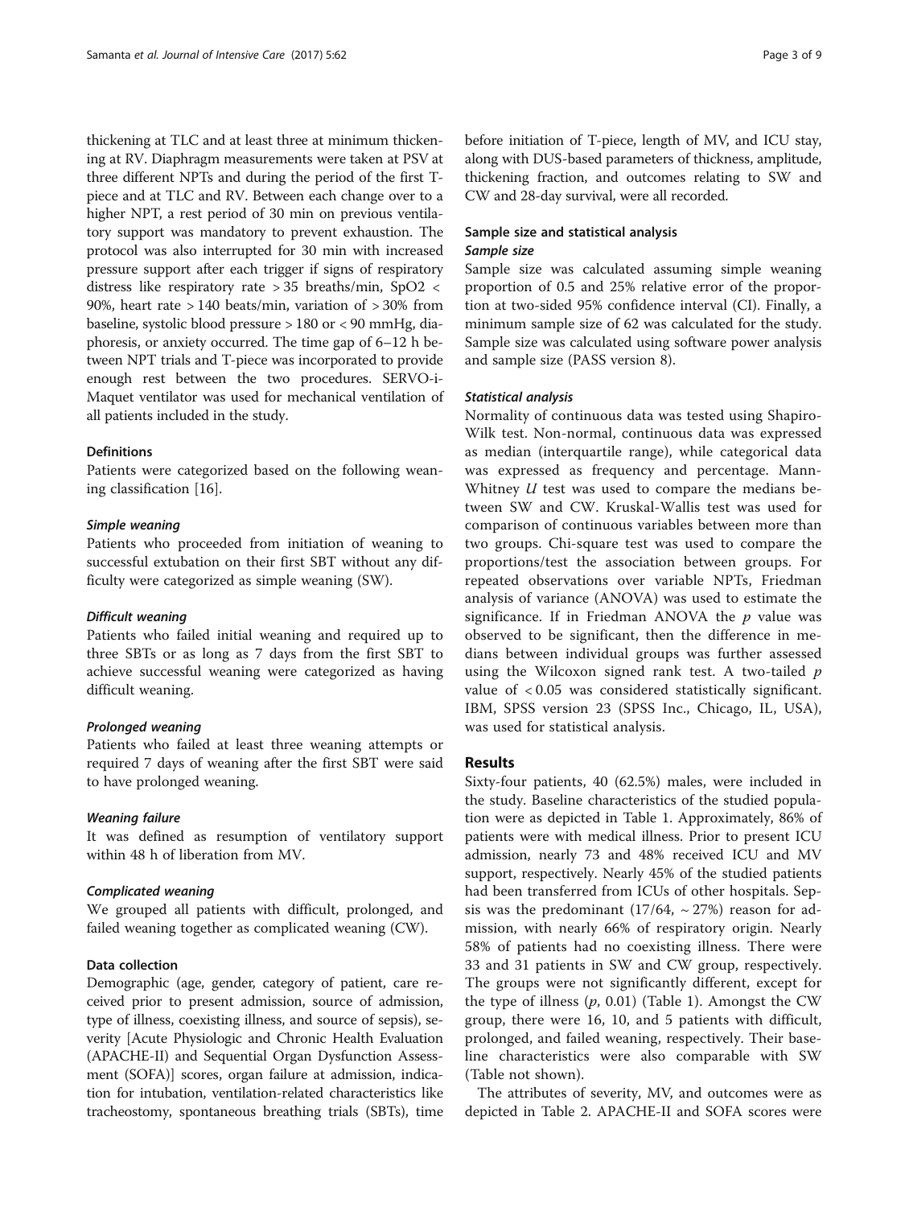thickening at TLC and at least three at minimum thickening at RV. Diaphragm measurements were taken at PSV at three different NPTs and during the period of the first T-piece and at TLC and RV. Between each change over to a higher NPT, a rest period of 30 min on previous ventilatory support was mandatory to prevent exhaustion. The protocol was also interrupted for 30 min with increased pressure support after each trigger if signs of respiratory distress like respiratory rate > 35 breaths/min, SpO2 < 90%, heart rate > 140 beats/min, variation of > 30% from baseline, systolic blood pressure > 180 or < 90 mmHg, diaphoresis, or anxiety occurred. The time gap of 6–12 h between NPT trials and T-piece was incorporated to provide enough rest between the two procedures. SERVO-i-Maquet ventilator was used for mechanical ventilation of all patients included in the study.

### Definitions

Patients were categorized based on the following weaning classification [16].

#### *Simple weaning*

Patients who proceeded from initiation of weaning to successful extubation on their first SBT without any difficulty were categorized as simple weaning (SW).

#### *Difficult weaning*

Patients who failed initial weaning and required up to three SBTs or as long as 7 days from the first SBT to achieve successful weaning were categorized as having difficult weaning.

#### *Prolonged weaning*

Patients who failed at least three weaning attempts or required 7 days of weaning after the first SBT were said to have prolonged weaning.

#### *Weaning failure*

It was defined as resumption of ventilatory support within 48 h of liberation from MV.

#### *Complicated weaning*

We grouped all patients with difficult, prolonged, and failed weaning together as complicated weaning (CW).

### Data collection

Demographic (age, gender, category of patient, care received prior to present admission, source of admission, type of illness, coexisting illness, and source of sepsis), severity [Acute Physiologic and Chronic Health Evaluation (APACHE-II) and Sequential Organ Dysfunction Assessment (SOFA)] scores, organ failure at admission, indication for intubation, ventilation-related characteristics like tracheostomy, spontaneous breathing trials (SBTs), time before initiation of T-piece, length of MV, and ICU stay, along with DUS-based parameters of thickness, amplitude, thickening fraction, and outcomes relating to SW and CW and 28-day survival, were all recorded.

### Sample size and statistical analysis

#### *Sample size*

Sample size was calculated assuming simple weaning proportion of 0.5 and 25% relative error of the proportion at two-sided 95% confidence interval (CI). Finally, a minimum sample size of 62 was calculated for the study. Sample size was calculated using software power analysis and sample size (PASS version 8).

#### *Statistical analysis*

Normality of continuous data was tested using Shapiro-Wilk test. Non-normal, continuous data was expressed as median (interquartile range), while categorical data was expressed as frequency and percentage. Mann-Whitney *U* test was used to compare the medians between SW and CW. Kruskal-Wallis test was used for comparison of continuous variables between more than two groups. Chi-square test was used to compare the proportions/test the association between groups. For repeated observations over variable NPTs, Friedman analysis of variance (ANOVA) was used to estimate the significance. If in Friedman ANOVA the $p$ value was observed to be significant, then the difference in medians between individual groups was further assessed using the Wilcoxon signed rank test. A two-tailed $p$ value of $< 0.05$ was considered statistically significant. IBM, SPSS version 23 (SPSS Inc., Chicago, IL, USA), was used for statistical analysis.

## Results

Sixty-four patients, 40 (62.5%) males, were included in the study. Baseline characteristics of the studied population were as depicted in Table 1. Approximately, 86% of patients were with medical illness. Prior to present ICU admission, nearly 73 and 48% received ICU and MV support, respectively. Nearly 45% of the studied patients had been transferred from ICUs of other hospitals. Sepsis was the predominant (17/64, ~ 27%) reason for admission, with nearly 66% of respiratory origin. Nearly 58% of patients had no coexisting illness. There were 33 and 31 patients in SW and CW group, respectively. The groups were not significantly different, except for the type of illness ($p$, 0.01) (Table 1). Amongst the CW group, there were 16, 10, and 5 patients with difficult, prolonged, and failed weaning, respectively. Their baseline characteristics were also comparable with SW (Table not shown).

The attributes of severity, MV, and outcomes were as depicted in Table 2. APACHE-II and SOFA scores were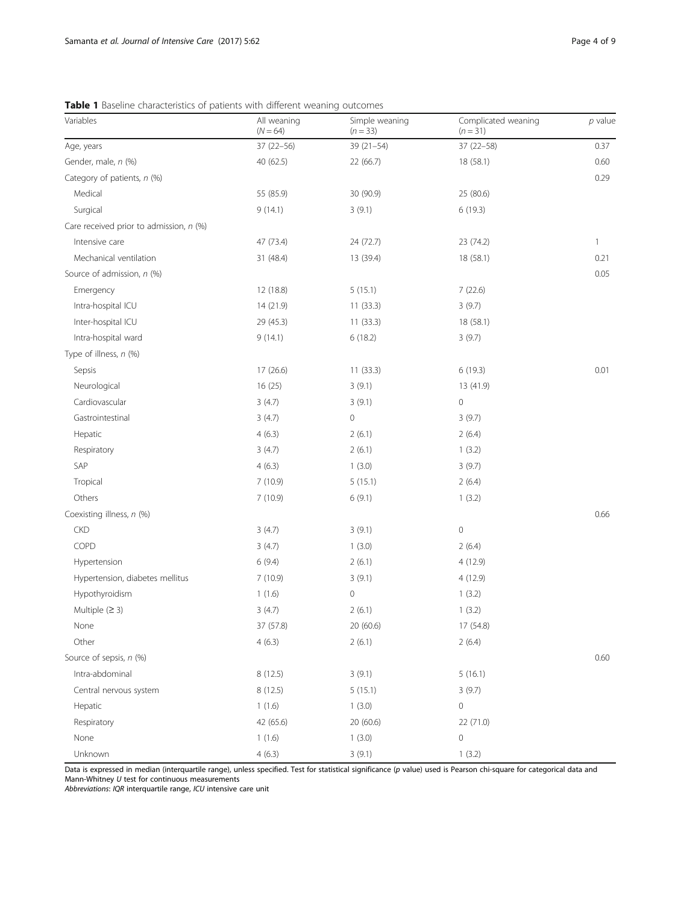**Table 1** Baseline characteristics of patients with different weaning outcomes

| Variables | All weaning ($N = 64$) | Simple weaning ($n = 33$) | Complicated weaning ($n = 31$) | *p* value |
|---|---|---|---|---|
| Age, years | 37 (22–56) | 39 (21–54) | 37 (22–58) | 0.37 |
| Gender, male, *n* (%) | 40 (62.5) | 22 (66.7) | 18 (58.1) | 0.60 |
| Category of patients, *n* (%) | | | | 0.29 |
| Medical | 55 (85.9) | 30 (90.9) | 25 (80.6) | |
| Surgical | 9 (14.1) | 3 (9.1) | 6 (19.3) | |
| Care received prior to admission, *n* (%) | | | | |
| Intensive care | 47 (73.4) | 24 (72.7) | 23 (74.2) | 1 |
| Mechanical ventilation | 31 (48.4) | 13 (39.4) | 18 (58.1) | 0.21 |
| Source of admission, *n* (%) | | | | 0.05 |
| Emergency | 12 (18.8) | 5 (15.1) | 7 (22.6) | |
| Intra-hospital ICU | 14 (21.9) | 11 (33.3) | 3 (9.7) | |
| Inter-hospital ICU | 29 (45.3) | 11 (33.3) | 18 (58.1) | |
| Intra-hospital ward | 9 (14.1) | 6 (18.2) | 3 (9.7) | |
| Type of illness, *n* (%) | | | | |
| Sepsis | 17 (26.6) | 11 (33.3) | 6 (19.3) | 0.01 |
| Neurological | 16 (25) | 3 (9.1) | 13 (41.9) | |
| Cardiovascular | 3 (4.7) | 3 (9.1) | 0 | |
| Gastrointestinal | 3 (4.7) | 0 | 3 (9.7) | |
| Hepatic | 4 (6.3) | 2 (6.1) | 2 (6.4) | |
| Respiratory | 3 (4.7) | 2 (6.1) | 1 (3.2) | |
| SAP | 4 (6.3) | 1 (3.0) | 3 (9.7) | |
| Tropical | 7 (10.9) | 5 (15.1) | 2 (6.4) | |
| Others | 7 (10.9) | 6 (9.1) | 1 (3.2) | |
| Coexisting illness, *n* (%) | | | | 0.66 |
| CKD | 3 (4.7) | 3 (9.1) | 0 | |
| COPD | 3 (4.7) | 1 (3.0) | 2 (6.4) | |
| Hypertension | 6 (9.4) | 2 (6.1) | 4 (12.9) | |
| Hypertension, diabetes mellitus | 7 (10.9) | 3 (9.1) | 4 (12.9) | |
| Hypothyroidism | 1 (1.6) | 0 | 1 (3.2) | |
| Multiple (≥ 3) | 3 (4.7) | 2 (6.1) | 1 (3.2) | |
| None | 37 (57.8) | 20 (60.6) | 17 (54.8) | |
| Other | 4 (6.3) | 2 (6.1) | 2 (6.4) | |
| Source of sepsis, *n* (%) | | | | 0.60 |
| Intra-abdominal | 8 (12.5) | 3 (9.1) | 5 (16.1) | |
| Central nervous system | 8 (12.5) | 5 (15.1) | 3 (9.7) | |
| Hepatic | 1 (1.6) | 1 (3.0) | 0 | |
| Respiratory | 42 (65.6) | 20 (60.6) | 22 (71.0) | |
| None | 1 (1.6) | 1 (3.0) | 0 | |
| Unknown | 4 (6.3) | 3 (9.1) | 1 (3.2) | |

Data is expressed in median (interquartile range), unless specified. Test for statistical significance (*p* value) used is Pearson chi-square for categorical data and Mann-Whitney *U* test for continuous measurements

*Abbreviations*: *IQR* interquartile range, *ICU* intensive care unit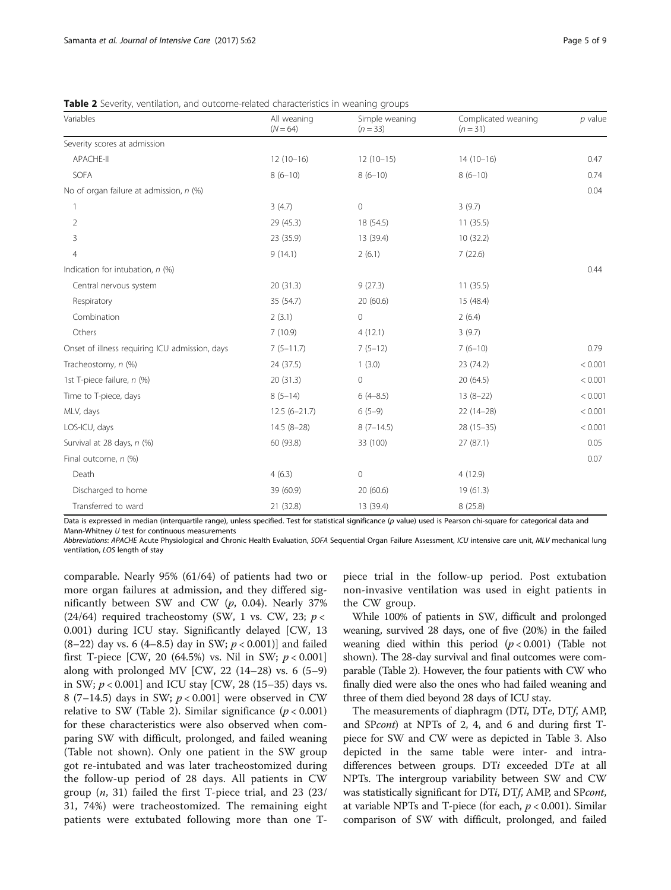**Table 2** Severity, ventilation, and outcome-related characteristics in weaning groups

| Variables | All weaning ($N = 64$) | Simple weaning ($n = 33$) | Complicated weaning ($n = 31$) | *p* value |
|---|---|---|---|---|
| Severity scores at admission | | | | |
| APACHE-II | 12 (10–16) | 12 (10–15) | 14 (10–16) | 0.47 |
| SOFA | 8 (6–10) | 8 (6–10) | 8 (6–10) | 0.74 |
| No of organ failure at admission, *n* (%) | | | | 0.04 |
| 1 | 3 (4.7) | 0 | 3 (9.7) | |
| 2 | 29 (45.3) | 18 (54.5) | 11 (35.5) | |
| 3 | 23 (35.9) | 13 (39.4) | 10 (32.2) | |
| 4 | 9 (14.1) | 2 (6.1) | 7 (22.6) | |
| Indication for intubation, *n* (%) | | | | 0.44 |
| Central nervous system | 20 (31.3) | 9 (27.3) | 11 (35.5) | |
| Respiratory | 35 (54.7) | 20 (60.6) | 15 (48.4) | |
| Combination | 2 (3.1) | 0 | 2 (6.4) | |
| Others | 7 (10.9) | 4 (12.1) | 3 (9.7) | |
| Onset of illness requiring ICU admission, days | 7 (5–11.7) | 7 (5–12) | 7 (6–10) | 0.79 |
| Tracheostomy, *n* (%) | 24 (37.5) | 1 (3.0) | 23 (74.2) | < 0.001 |
| 1st T-piece failure, *n* (%) | 20 (31.3) | 0 | 20 (64.5) | < 0.001 |
| Time to T-piece, days | 8 (5–14) | 6 (4–8.5) | 13 (8–22) | < 0.001 |
| MLV, days | 12.5 (6–21.7) | 6 (5–9) | 22 (14–28) | < 0.001 |
| LOS-ICU, days | 14.5 (8–28) | 8 (7–14.5) | 28 (15–35) | < 0.001 |
| Survival at 28 days, *n* (%) | 60 (93.8) | 33 (100) | 27 (87.1) | 0.05 |
| Final outcome, *n* (%) | | | | 0.07 |
| Death | 4 (6.3) | 0 | 4 (12.9) | |
| Discharged to home | 39 (60.9) | 20 (60.6) | 19 (61.3) | |
| Transferred to ward | 21 (32.8) | 13 (39.4) | 8 (25.8) | |

Data is expressed in median (interquartile range), unless specified. Test for statistical significance (*p* value) used is Pearson chi-square for categorical data and Mann-Whitney *U* test for continuous measurements

*Abbreviations*: *APACHE* Acute Physiological and Chronic Health Evaluation, *SOFA* Sequential Organ Failure Assessment, *ICU* intensive care unit, *MLV* mechanical lung ventilation, *LOS* length of stay

comparable. Nearly 95% (61/64) of patients had two or more organ failures at admission, and they differed significantly between SW and CW (*p*, 0.04). Nearly 37% (24/64) required tracheostomy (SW, 1 vs. CW, 23; $p < 0.001$) during ICU stay. Significantly delayed [CW, 13 (8–22) day vs. 6 (4–8.5) day in SW; $p < 0.001$)] and failed first T-piece [CW, 20 (64.5%) vs. Nil in SW; $p < 0.001$] along with prolonged MV [CW, 22 (14–28) vs. 6 (5–9) in SW; $p < 0.001$] and ICU stay [CW, 28 (15–35) days vs. 8 (7–14.5) days in SW; $p < 0.001$] were observed in CW relative to SW (Table 2). Similar significance ($p < 0.001$) for these characteristics were also observed when comparing SW with difficult, prolonged, and failed weaning (Table not shown). Only one patient in the SW group got re-intubated and was later tracheostomized during the follow-up period of 28 days. All patients in CW group (*n*, 31) failed the first T-piece trial, and 23 (23/31, 74%) were tracheostomized. The remaining eight patients were extubated following more than one T-piece trial in the follow-up period. Post extubation non-invasive ventilation was used in eight patients in the CW group.

While 100% of patients in SW, difficult and prolonged weaning, survived 28 days, one of five (20%) in the failed weaning died within this period ($p < 0.001$) (Table not shown). The 28-day survival and final outcomes were comparable (Table 2). However, the four patients with CW who finally died were also the ones who had failed weaning and three of them died beyond 28 days of ICU stay.

The measurements of diaphragm (DT*i*, DT*e*, DT*f*, AMP, and SP*cont*) at NPTs of 2, 4, and 6 and during first T-piece for SW and CW were as depicted in Table 3. Also depicted in the same table were inter- and intra-differences between groups. DT*i* exceeded DT*e* at all NPTs. The intergroup variability between SW and CW was statistically significant for DT*i*, DT*f*, AMP, and SP*cont*, at variable NPTs and T-piece (for each, $p < 0.001$). Similar comparison of SW with difficult, prolonged, and failed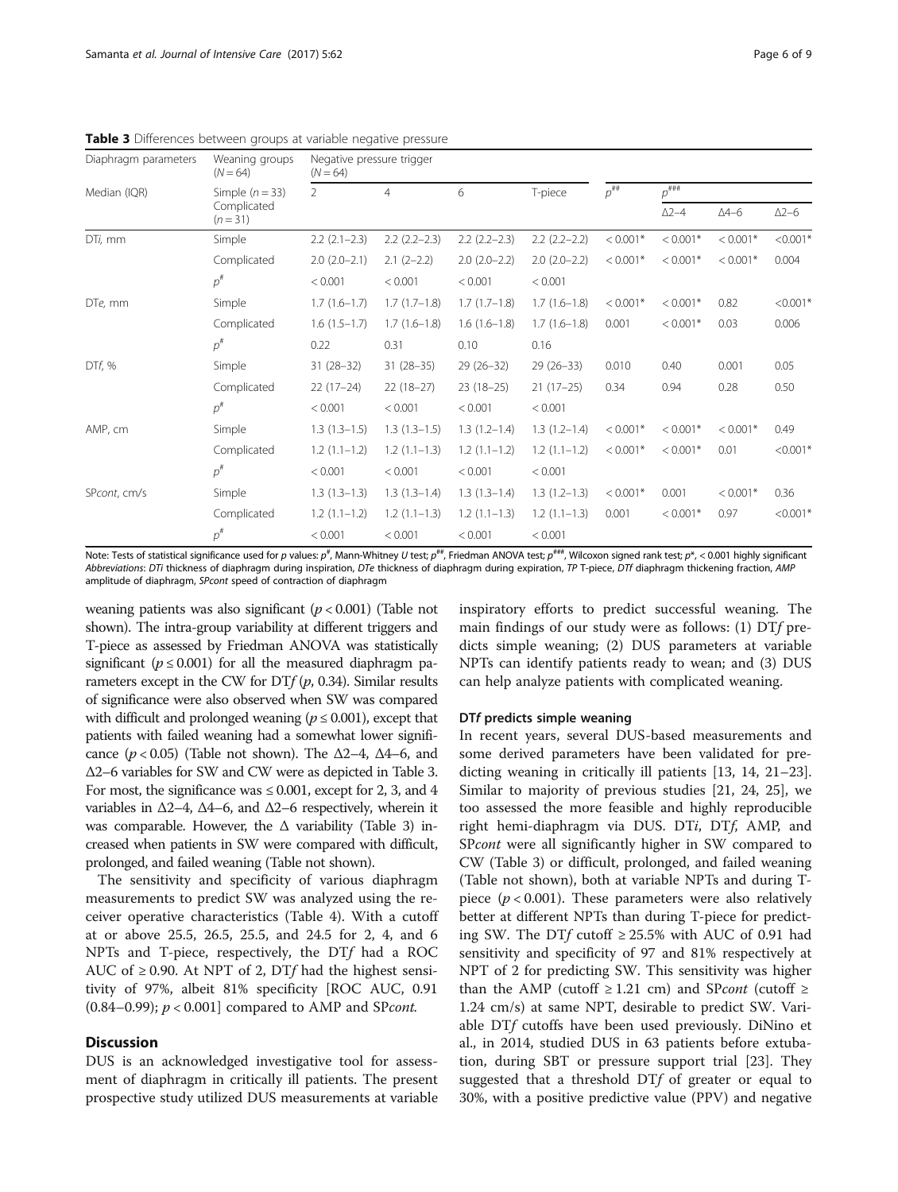**Table 3** Differences between groups at variable negative pressure

| Diaphragm parameters | Weaning groups ($N = 64$) | Negative pressure trigger ($N = 64$) | | | | | | | |
|---|---|---|---|---|---|---|---|---|---|
| Median (IQR) | Simple ($n = 33$) Complicated ($n = 31$) | 2 | 4 | 6 | T-piece | $p^{\#\#}$ | $p^{\#\#\#}$ | | |
| | | | | | | | Δ2–4 | Δ4–6 | Δ2–6 |
| DT*i*, mm | Simple | 2.2 (2.1–2.3) | 2.2 (2.2–2.3) | 2.2 (2.2–2.3) | 2.2 (2.2–2.2) | < 0.001* | < 0.001* | < 0.001* | <0.001* |
| | Complicated | 2.0 (2.0–2.1) | 2.1 (2–2.2) | 2.0 (2.0–2.2) | 2.0 (2.0–2.2) | < 0.001* | < 0.001* | < 0.001* | 0.004 |
| | $p^{\#}$ | < 0.001 | < 0.001 | < 0.001 | < 0.001 | | | | |
| DT*e*, mm | Simple | 1.7 (1.6–1.7) | 1.7 (1.7–1.8) | 1.7 (1.7–1.8) | 1.7 (1.6–1.8) | < 0.001* | < 0.001* | 0.82 | <0.001* |
| | Complicated | 1.6 (1.5–1.7) | 1.7 (1.6–1.8) | 1.6 (1.6–1.8) | 1.7 (1.6–1.8) | 0.001 | < 0.001* | 0.03 | 0.006 |
| | $p^{\#}$ | 0.22 | 0.31 | 0.10 | 0.16 | | | | |
| DT*f*, % | Simple | 31 (28–32) | 31 (28–35) | 29 (26–32) | 29 (26–33) | 0.010 | 0.40 | 0.001 | 0.05 |
| | Complicated | 22 (17–24) | 22 (18–27) | 23 (18–25) | 21 (17–25) | 0.34 | 0.94 | 0.28 | 0.50 |
| | $p^{\#}$ | < 0.001 | < 0.001 | < 0.001 | < 0.001 | | | | |
| AMP, cm | Simple | 1.3 (1.3–1.5) | 1.3 (1.3–1.5) | 1.3 (1.2–1.4) | 1.3 (1.2–1.4) | < 0.001* | < 0.001* | < 0.001* | 0.49 |
| | Complicated | 1.2 (1.1–1.2) | 1.2 (1.1–1.3) | 1.2 (1.1–1.2) | 1.2 (1.1–1.2) | < 0.001* | < 0.001* | 0.01 | <0.001* |
| | $p^{\#}$ | < 0.001 | < 0.001 | < 0.001 | < 0.001 | | | | |
| SP*cont*, cm/s | Simple | 1.3 (1.3–1.3) | 1.3 (1.3–1.4) | 1.3 (1.3–1.4) | 1.3 (1.2–1.3) | < 0.001* | 0.001 | < 0.001* | 0.36 |
| | Complicated | 1.2 (1.1–1.2) | 1.2 (1.1–1.3) | 1.2 (1.1–1.3) | 1.2 (1.1–1.3) | 0.001 | < 0.001* | 0.97 | <0.001* |
| | $p^{\#}$ | < 0.001 | < 0.001 | < 0.001 | < 0.001 | | | | |

Note: Tests of statistical significance used for *p* values: $p^{\#}$, Mann-Whitney *U* test; $p^{\#\#}$, Friedman ANOVA test; $p^{\#\#\#}$, Wilcoxon signed rank test; $p^{*}$, < 0.001 highly significant
*Abbreviations*: *DTi* thickness of diaphragm during inspiration, *DTe* thickness of diaphragm during expiration, *TP* T-piece, *DTf* diaphragm thickening fraction, *AMP* amplitude of diaphragm, *SPcont* speed of contraction of diaphragm

weaning patients was also significant ($p < 0.001$) (Table not shown). The intra-group variability at different triggers and T-piece as assessed by Friedman ANOVA was statistically significant ($p \leq 0.001$) for all the measured diaphragm parameters except in the CW for DT*f* (*p*, 0.34). Similar results of significance were also observed when SW was compared with difficult and prolonged weaning ($p \leq 0.001$), except that patients with failed weaning had a somewhat lower significance ($p < 0.05$) (Table not shown). The Δ2–4, Δ4–6, and Δ2–6 variables for SW and CW were as depicted in Table 3. For most, the significance was ≤ 0.001, except for 2, 3, and 4 variables in Δ2–4, Δ4–6, and Δ2–6 respectively, wherein it was comparable. However, the Δ variability (Table 3) increased when patients in SW were compared with difficult, prolonged, and failed weaning (Table not shown).

The sensitivity and specificity of various diaphragm measurements to predict SW was analyzed using the receiver operative characteristics (Table 4). With a cutoff at or above 25.5, 26.5, 25.5, and 24.5 for 2, 4, and 6 NPTs and T-piece, respectively, the DT*f* had a ROC AUC of ≥ 0.90. At NPT of 2, DT*f* had the highest sensitivity of 97%, albeit 81% specificity [ROC AUC, 0.91 (0.84–0.99); $p < 0.001$] compared to AMP and SP*cont.*

## Discussion

DUS is an acknowledged investigative tool for assessment of diaphragm in critically ill patients. The present prospective study utilized DUS measurements at variable inspiratory efforts to predict successful weaning. The main findings of our study were as follows: (1) DT*f* predicts simple weaning; (2) DUS parameters at variable NPTs can identify patients ready to wean; and (3) DUS can help analyze patients with complicated weaning.

### DT*f* predicts simple weaning

In recent years, several DUS-based measurements and some derived parameters have been validated for predicting weaning in critically ill patients [13, 14, 21–23]. Similar to majority of previous studies [21, 24, 25], we too assessed the more feasible and highly reproducible right hemi-diaphragm via DUS. DT*i*, DT*f*, AMP, and SP*cont* were all significantly higher in SW compared to CW (Table 3) or difficult, prolonged, and failed weaning (Table not shown), both at variable NPTs and during T-piece ($p < 0.001$). These parameters were also relatively better at different NPTs than during T-piece for predicting SW. The DT*f* cutoff ≥ 25.5% with AUC of 0.91 had sensitivity and specificity of 97 and 81% respectively at NPT of 2 for predicting SW. This sensitivity was higher than the AMP (cutoff ≥ 1.21 cm) and SP*cont* (cutoff ≥ 1.24 cm/s) at same NPT, desirable to predict SW. Variable DT*f* cutoffs have been used previously. DiNino et al., in 2014, studied DUS in 63 patients before extubation, during SBT or pressure support trial [23]. They suggested that a threshold DT*f* of greater or equal to 30%, with a positive predictive value (PPV) and negative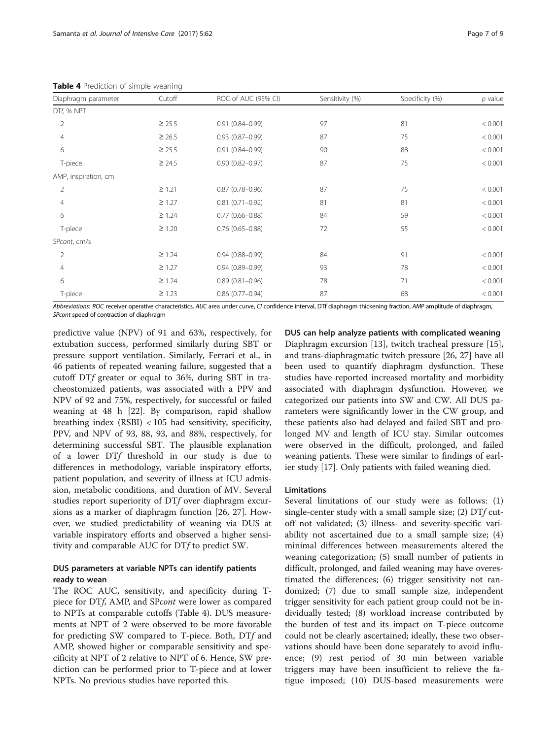**Table 4** Prediction of simple weaning

| Diaphragm parameter | Cutoff | ROC of AUC (95% CI) | Sensitivity (%) | Specificity (%) | *p* value |
|---|---|---|---|---|---|
| DT*f*, % NPT | | | | | |
| 2 | ≥ 25.5 | 0.91 (0.84–0.99) | 97 | 81 | < 0.001 |
| 4 | ≥ 26.5 | 0.93 (0.87–0.99) | 87 | 75 | < 0.001 |
| 6 | ≥ 25.5 | 0.91 (0.84–0.99) | 90 | 88 | < 0.001 |
| T-piece | ≥ 24.5 | 0.90 (0.82–0.97) | 87 | 75 | < 0.001 |
| AMP, inspiration, cm | | | | | |
| 2 | ≥ 1.21 | 0.87 (0.78–0.96) | 87 | 75 | < 0.001 |
| 4 | ≥ 1.27 | 0.81 (0.71–0.92) | 81 | 81 | < 0.001 |
| 6 | ≥ 1.24 | 0.77 (0.66–0.88) | 84 | 59 | < 0.001 |
| T-piece | ≥ 1.20 | 0.76 (0.65–0.88) | 72 | 55 | < 0.001 |
| SP*cont*, cm/s | | | | | |
| 2 | ≥ 1.24 | 0.94 (0.88–0.99) | 84 | 91 | < 0.001 |
| 4 | ≥ 1.27 | 0.94 (0.89–0.99) | 93 | 78 | < 0.001 |
| 6 | ≥ 1.24 | 0.89 (0.81–0.96) | 78 | 71 | < 0.001 |
| T-piece | ≥ 1.23 | 0.86 (0.77–0.94) | 87 | 68 | < 0.001 |

*Abbreviations*: *ROC* receiver operative characteristics, *AUC* area under curve, *CI* confidence interval, DTf diaphragm thickening fraction, *AMP* amplitude of diaphragm, *SPcont* speed of contraction of diaphragm

predictive value (NPV) of 91 and 63%, respectively, for extubation success, performed similarly during SBT or pressure support ventilation. Similarly, Ferrari et al., in 46 patients of repeated weaning failure, suggested that a cutoff DT*f* greater or equal to 36%, during SBT in tracheostomized patients, was associated with a PPV and NPV of 92 and 75%, respectively, for successful or failed weaning at 48 h [22]. By comparison, rapid shallow breathing index (RSBI) < 105 had sensitivity, specificity, PPV, and NPV of 93, 88, 93, and 88%, respectively, for determining successful SBT. The plausible explanation of a lower DT*f* threshold in our study is due to differences in methodology, variable inspiratory efforts, patient population, and severity of illness at ICU admission, metabolic conditions, and duration of MV. Several studies report superiority of DT*f* over diaphragm excursions as a marker of diaphragm function [26, 27]. However, we studied predictability of weaning via DUS at variable inspiratory efforts and observed a higher sensitivity and comparable AUC for DT*f* to predict SW.

### DUS parameters at variable NPTs can identify patients ready to wean

The ROC AUC, sensitivity, and specificity during T-piece for DT*f*, AMP, and SP*cont* were lower as compared to NPTs at comparable cutoffs (Table 4). DUS measurements at NPT of 2 were observed to be more favorable for predicting SW compared to T-piece. Both, DT*f* and AMP, showed higher or comparable sensitivity and specificity at NPT of 2 relative to NPT of 6. Hence, SW prediction can be performed prior to T-piece and at lower NPTs. No previous studies have reported this.

### DUS can help analyze patients with complicated weaning

Diaphragm excursion [13], twitch tracheal pressure [15], and trans-diaphragmatic twitch pressure [26, 27] have all been used to quantify diaphragm dysfunction. These studies have reported increased mortality and morbidity associated with diaphragm dysfunction. However, we categorized our patients into SW and CW. All DUS parameters were significantly lower in the CW group, and these patients also had delayed and failed SBT and prolonged MV and length of ICU stay. Similar outcomes were observed in the difficult, prolonged, and failed weaning patients. These were similar to findings of earlier study [17]. Only patients with failed weaning died.

### Limitations

Several limitations of our study were as follows: (1) single-center study with a small sample size; (2) DT*f* cutoff not validated; (3) illness- and severity-specific variability not ascertained due to a small sample size; (4) minimal differences between measurements altered the weaning categorization; (5) small number of patients in difficult, prolonged, and failed weaning may have overestimated the differences; (6) trigger sensitivity not randomized; (7) due to small sample size, independent trigger sensitivity for each patient group could not be individually tested; (8) workload increase contributed by the burden of test and its impact on T-piece outcome could not be clearly ascertained; ideally, these two observations should have been done separately to avoid influence; (9) rest period of 30 min between variable triggers may have been insufficient to relieve the fatigue imposed; (10) DUS-based measurements were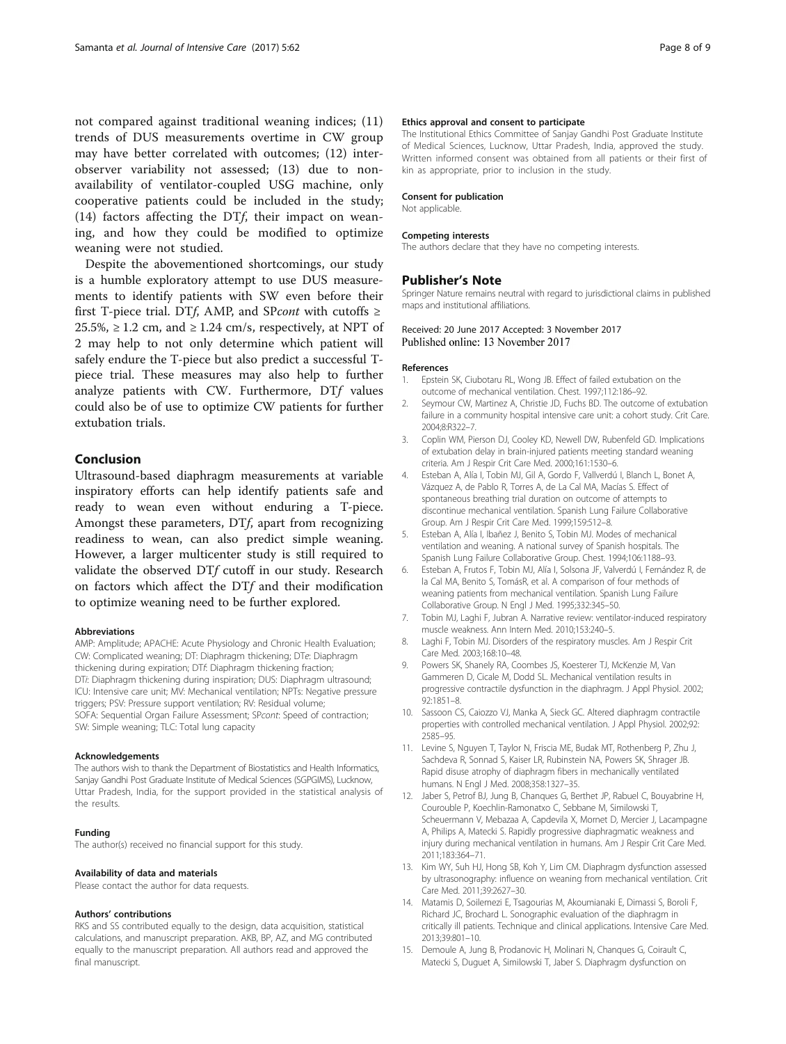not compared against traditional weaning indices; (11) trends of DUS measurements overtime in CW group may have better correlated with outcomes; (12) inter-observer variability not assessed; (13) due to non-availability of ventilator-coupled USG machine, only cooperative patients could be included in the study; (14) factors affecting the DT*f*, their impact on weaning, and how they could be modified to optimize weaning were not studied.

Despite the abovementioned shortcomings, our study is a humble exploratory attempt to use DUS measurements to identify patients with SW even before their first T-piece trial. DT*f*, AMP, and SP*cont* with cutoffs ≥ 25.5%, ≥ 1.2 cm, and ≥ 1.24 cm/s, respectively, at NPT of 2 may help to not only determine which patient will safely endure the T-piece but also predict a successful T-piece trial. These measures may also help to further analyze patients with CW. Furthermore, DT*f* values could also be of use to optimize CW patients for further extubation trials.

## Conclusion

Ultrasound-based diaphragm measurements at variable inspiratory efforts can help identify patients safe and ready to wean even without enduring a T-piece. Amongst these parameters, DT*f*, apart from recognizing readiness to wean, can also predict simple weaning. However, a larger multicenter study is still required to validate the observed DT*f* cutoff in our study. Research on factors which affect the DT*f* and their modification to optimize weaning need to be further explored.

#### Abbreviations

AMP: Amplitude; APACHE: Acute Physiology and Chronic Health Evaluation; CW: Complicated weaning; DT: Diaphragm thickening; DT*e*: Diaphragm thickening during expiration; DT*f*: Diaphragm thickening fraction; DT*i*: Diaphragm thickening during inspiration; DUS: Diaphragm ultrasound; ICU: Intensive care unit; MV: Mechanical ventilation; NPTs: Negative pressure triggers; PSV: Pressure support ventilation; RV: Residual volume; SOFA: Sequential Organ Failure Assessment; SP*cont*: Speed of contraction; SW: Simple weaning; TLC: Total lung capacity

#### Acknowledgements

The authors wish to thank the Department of Biostatistics and Health Informatics, Sanjay Gandhi Post Graduate Institute of Medical Sciences (SGPGIMS), Lucknow, Uttar Pradesh, India, for the support provided in the statistical analysis of the results.

#### Funding

The author(s) received no financial support for this study.

#### Availability of data and materials

Please contact the author for data requests.

#### Authors' contributions

RKS and SS contributed equally to the design, data acquisition, statistical calculations, and manuscript preparation. AKB, BP, AZ, and MG contributed equally to the manuscript preparation. All authors read and approved the final manuscript.

#### Ethics approval and consent to participate

The Institutional Ethics Committee of Sanjay Gandhi Post Graduate Institute of Medical Sciences, Lucknow, Uttar Pradesh, India, approved the study. Written informed consent was obtained from all patients or their first of kin as appropriate, prior to inclusion in the study.

#### Consent for publication

Not applicable.

#### Competing interests

The authors declare that they have no competing interests.

## Publisher's Note

Springer Nature remains neutral with regard to jurisdictional claims in published maps and institutional affiliations.

Received: 20 June 2017 Accepted: 3 November 2017
Published online: 13 November 2017

#### References

1. Epstein SK, Ciubotaru RL, Wong JB. Effect of failed extubation on the outcome of mechanical ventilation. Chest. 1997;112:186–92.
2. Seymour CW, Martinez A, Christie JD, Fuchs BD. The outcome of extubation failure in a community hospital intensive care unit: a cohort study. Crit Care. 2004;8:R322–7.
3. Coplin WM, Pierson DJ, Cooley KD, Newell DW, Rubenfeld GD. Implications of extubation delay in brain-injured patients meeting standard weaning criteria. Am J Respir Crit Care Med. 2000;161:1530–6.
4. Esteban A, Alía I, Tobin MJ, Gil A, Gordo F, Vallverdú I, Blanch L, Bonet A, Vázquez A, de Pablo R, Torres A, de La Cal MA, Macías S. Effect of spontaneous breathing trial duration on outcome of attempts to discontinue mechanical ventilation. Spanish Lung Failure Collaborative Group. Am J Respir Crit Care Med. 1999;159:512–8.
5. Esteban A, Alía I, Ibañez J, Benito S, Tobin MJ. Modes of mechanical ventilation and weaning. A national survey of Spanish hospitals. The Spanish Lung Failure Collaborative Group. Chest. 1994;106:1188–93.
6. Esteban A, Frutos F, Tobin MJ, Alía I, Solsona JF, Valverdú I, Fernández R, de la Cal MA, Benito S, TomásR, et al. A comparison of four methods of weaning patients from mechanical ventilation. Spanish Lung Failure Collaborative Group. N Engl J Med. 1995;332:345–50.
7. Tobin MJ, Laghi F, Jubran A. Narrative review: ventilator-induced respiratory muscle weakness. Ann Intern Med. 2010;153:240–5.
8. Laghi F, Tobin MJ. Disorders of the respiratory muscles. Am J Respir Crit Care Med. 2003;168:10–48.
9. Powers SK, Shanely RA, Coombes JS, Koesterer TJ, McKenzie M, Van Gammeren D, Cicale M, Dodd SL. Mechanical ventilation results in progressive contractile dysfunction in the diaphragm. J Appl Physiol. 2002;92:1851–8.
10. Sassoon CS, Caiozzo VJ, Manka A, Sieck GC. Altered diaphragm contractile properties with controlled mechanical ventilation. J Appl Physiol. 2002;92:2585–95.
11. Levine S, Nguyen T, Taylor N, Friscia ME, Budak MT, Rothenberg P, Zhu J, Sachdeva R, Sonnad S, Kaiser LR, Rubinstein NA, Powers SK, Shrager JB. Rapid disuse atrophy of diaphragm fibers in mechanically ventilated humans. N Engl J Med. 2008;358:1327–35.
12. Jaber S, Petrof BJ, Jung B, Chanques G, Berthet JP, Rabuel C, Bouyabrine H, Courouble P, Koechlin-Ramonatxo C, Sebbane M, Similowski T, Scheuermann V, Mebazaa A, Capdevila X, Mornet D, Mercier J, Lacampagne A, Philips A, Matecki S. Rapidly progressive diaphragmatic weakness and injury during mechanical ventilation in humans. Am J Respir Crit Care Med. 2011;183:364–71.
13. Kim WY, Suh HJ, Hong SB, Koh Y, Lim CM. Diaphragm dysfunction assessed by ultrasonography: influence on weaning from mechanical ventilation. Crit Care Med. 2011;39:2627–30.
14. Matamis D, Soilemezi E, Tsagourias M, Akoumianaki E, Dimassi S, Boroli F, Richard JC, Brochard L. Sonographic evaluation of the diaphragm in critically ill patients. Technique and clinical applications. Intensive Care Med. 2013;39:801–10.
15. Demoule A, Jung B, Prodanovic H, Molinari N, Chanques G, Coirault C, Matecki S, Duguet A, Similowski T, Jaber S. Diaphragm dysfunction on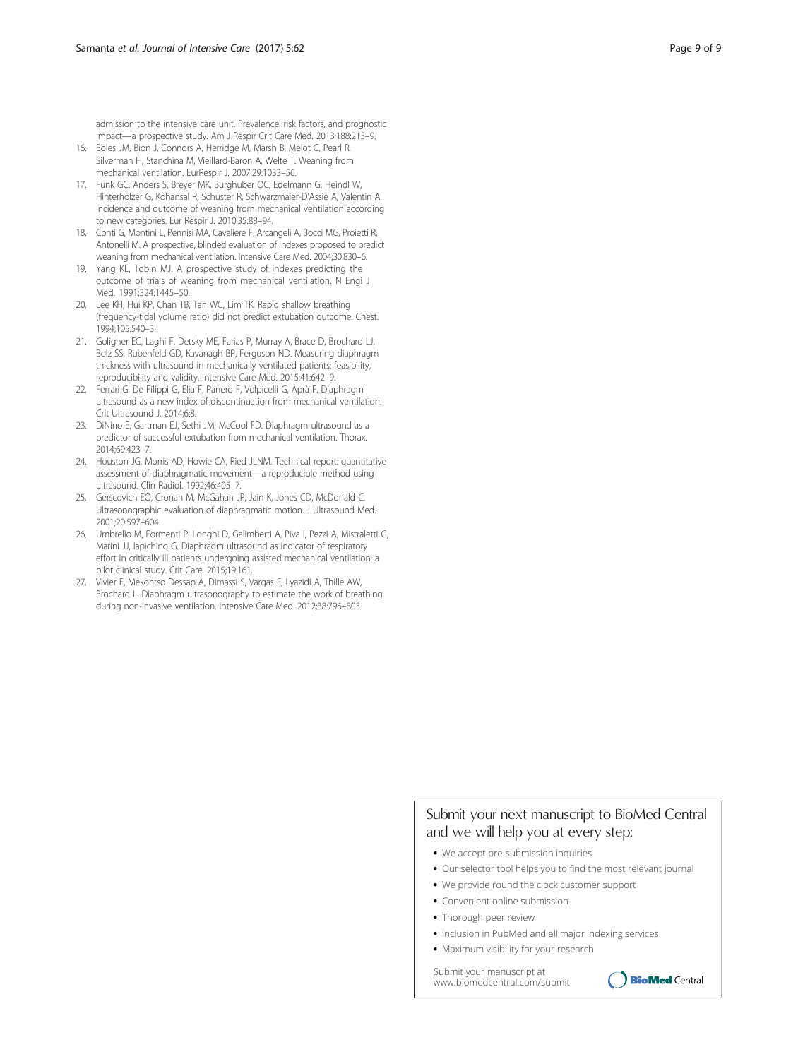admission to the intensive care unit. Prevalence, risk factors, and prognostic impact—a prospective study. Am J Respir Crit Care Med. 2013;188:213–9.

16. Boles JM, Bion J, Connors A, Herridge M, Marsh B, Melot C, Pearl R, Silverman H, Stanchina M, Vieillard-Baron A, Welte T. Weaning from mechanical ventilation. EurRespir J. 2007;29:1033–56.
17. Funk GC, Anders S, Breyer MK, Burghuber OC, Edelmann G, Heindl W, Hinterholzer G, Kohansal R, Schuster R, Schwarzmaier-D'Assie A, Valentin A. Incidence and outcome of weaning from mechanical ventilation according to new categories. Eur Respir J. 2010;35:88–94.
18. Conti G, Montini L, Pennisi MA, Cavaliere F, Arcangeli A, Bocci MG, Proietti R, Antonelli M. A prospective, blinded evaluation of indexes proposed to predict weaning from mechanical ventilation. Intensive Care Med. 2004;30:830–6.
19. Yang KL, Tobin MJ. A prospective study of indexes predicting the outcome of trials of weaning from mechanical ventilation. N Engl J Med. 1991;324:1445–50.
20. Lee KH, Hui KP, Chan TB, Tan WC, Lim TK. Rapid shallow breathing (frequency-tidal volume ratio) did not predict extubation outcome. Chest. 1994;105:540–3.
21. Goligher EC, Laghi F, Detsky ME, Farias P, Murray A, Brace D, Brochard LJ, Bolz SS, Rubenfeld GD, Kavanagh BP, Ferguson ND. Measuring diaphragm thickness with ultrasound in mechanically ventilated patients: feasibility, reproducibility and validity. Intensive Care Med. 2015;41:642–9.
22. Ferrari G, De Filippi G, Elia F, Panero F, Volpicelli G, Aprà F. Diaphragm ultrasound as a new index of discontinuation from mechanical ventilation. Crit Ultrasound J. 2014;6:8.
23. DiNino E, Gartman EJ, Sethi JM, McCool FD. Diaphragm ultrasound as a predictor of successful extubation from mechanical ventilation. Thorax. 2014;69:423–7.
24. Houston JG, Morris AD, Howie CA, Ried JLNM. Technical report: quantitative assessment of diaphragmatic movement—a reproducible method using ultrasound. Clin Radiol. 1992;46:405–7.
25. Gerscovich EO, Cronan M, McGahan JP, Jain K, Jones CD, McDonald C. Ultrasonographic evaluation of diaphragmatic motion. J Ultrasound Med. 2001;20:597–604.
26. Umbrello M, Formenti P, Longhi D, Galimberti A, Piva I, Pezzi A, Mistraletti G, Marini JJ, Iapichino G. Diaphragm ultrasound as indicator of respiratory effort in critically ill patients undergoing assisted mechanical ventilation: a pilot clinical study. Crit Care. 2015;19:161.
27. Vivier E, Mekontso Dessap A, Dimassi S, Vargas F, Lyazidi A, Thille AW, Brochard L. Diaphragm ultrasonography to estimate the work of breathing during non-invasive ventilation. Intensive Care Med. 2012;38:796–803.

Submit your next manuscript to BioMed Central and we will help you at every step:

- We accept pre-submission inquiries
- Our selector tool helps you to find the most relevant journal
- We provide round the clock customer support
- Convenient online submission
- Thorough peer review
- Inclusion in PubMed and all major indexing services
- Maximum visibility for your research

Submit your manuscript at
www.biomedcentral.com/submit

BioMed Central